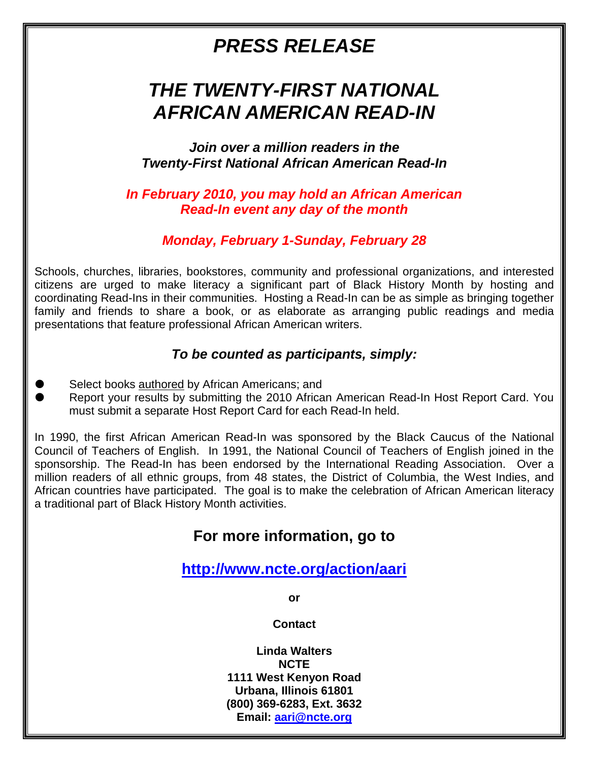# *PRESS RELEASE*

# *THE TWENTY-FIRST NATIONAL AFRICAN AMERICAN READ-IN*

***Join over a million readers in the Twenty-First National African American Read-In***

***In February 2010, you may hold an African American Read-In event any day of the month***

***Monday, February 1-Sunday, February 28***

Schools, churches, libraries, bookstores, community and professional organizations, and interested citizens are urged to make literacy a significant part of Black History Month by hosting and coordinating Read-Ins in their communities. Hosting a Read-In can be as simple as bringing together family and friends to share a book, or as elaborate as arranging public readings and media presentations that feature professional African American writers.

### *To be counted as participants, simply:*

- Select books <u>authored</u> by African Americans; and
- Report your results by submitting the 2010 African American Read-In Host Report Card. You must submit a separate Host Report Card for each Read-In held.

In 1990, the first African American Read-In was sponsored by the Black Caucus of the National Council of Teachers of English. In 1991, the National Council of Teachers of English joined in the sponsorship. The Read-In has been endorsed by the International Reading Association. Over a million readers of all ethnic groups, from 48 states, the District of Columbia, the West Indies, and African countries have participated. The goal is to make the celebration of African American literacy a traditional part of Black History Month activities.

## For more information, go to

**[http://www.ncte.org/action/aari](http://www.ncte.org/action/aari)**

**or**

**Contact**

**Linda Walters**
**NCTE**
**1111 West Kenyon Road**
**Urbana, Illinois 61801**
**(800) 369-6283, Ext. 3632**
**Email: [aari@ncte.org](mailto:aari@ncte.org)**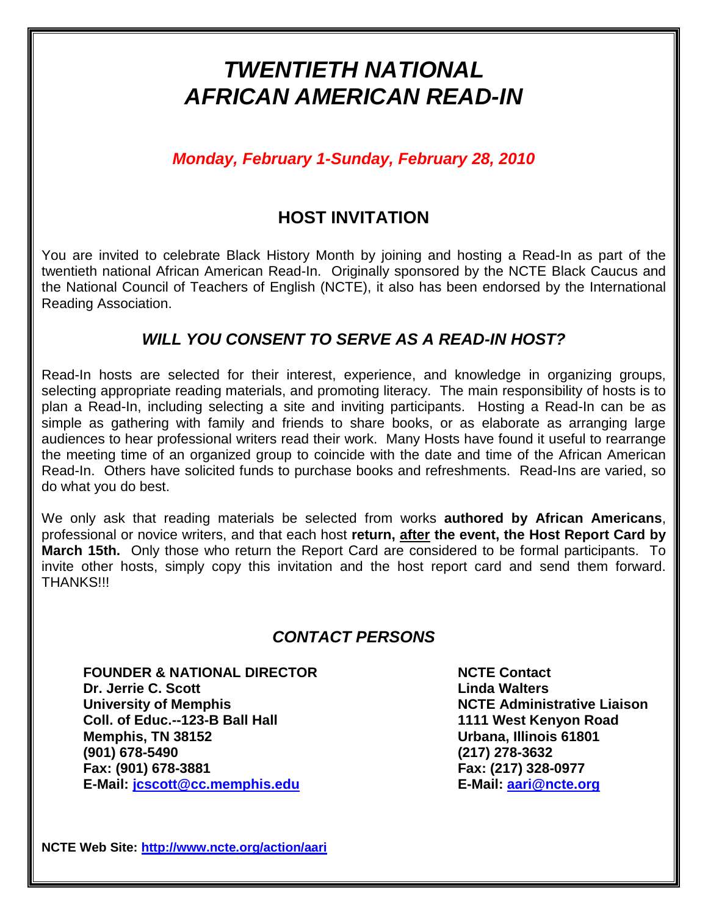# *TWENTIETH NATIONAL AFRICAN AMERICAN READ-IN*

***Monday, February 1-Sunday, February 28, 2010***

## HOST INVITATION

You are invited to celebrate Black History Month by joining and hosting a Read-In as part of the twentieth national African American Read-In. Originally sponsored by the NCTE Black Caucus and the National Council of Teachers of English (NCTE), it also has been endorsed by the International Reading Association.

### *WILL YOU CONSENT TO SERVE AS A READ-IN HOST?*

Read-In hosts are selected for their interest, experience, and knowledge in organizing groups, selecting appropriate reading materials, and promoting literacy. The main responsibility of hosts is to plan a Read-In, including selecting a site and inviting participants. Hosting a Read-In can be as simple as gathering with family and friends to share books, or as elaborate as arranging large audiences to hear professional writers read their work. Many Hosts have found it useful to rearrange the meeting time of an organized group to coincide with the date and time of the African American Read-In. Others have solicited funds to purchase books and refreshments. Read-Ins are varied, so do what you do best.

We only ask that reading materials be selected from works **authored by African Americans**, professional or novice writers, and that each host **return, <u>after</u> the event, the Host Report Card by March 15th.** Only those who return the Report Card are considered to be formal participants. To invite other hosts, simply copy this invitation and the host report card and send them forward. THANKS!!!

### *CONTACT PERSONS*

**FOUNDER & NATIONAL DIRECTOR**
**Dr. Jerrie C. Scott**
**University of Memphis**
**Coll. of Educ.--123-B Ball Hall**
**Memphis, TN 38152**
**(901) 678-5490**
**Fax: (901) 678-3881**
**E-Mail: jcscott@cc.memphis.edu**

**NCTE Contact**
**Linda Walters**
**NCTE Administrative Liaison**
**1111 West Kenyon Road**
**Urbana, Illinois 61801**
**(217) 278-3632**
**Fax: (217) 328-0977**
**E-Mail: aari@ncte.org**

**NCTE Web Site: http://www.ncte.org/action/aari**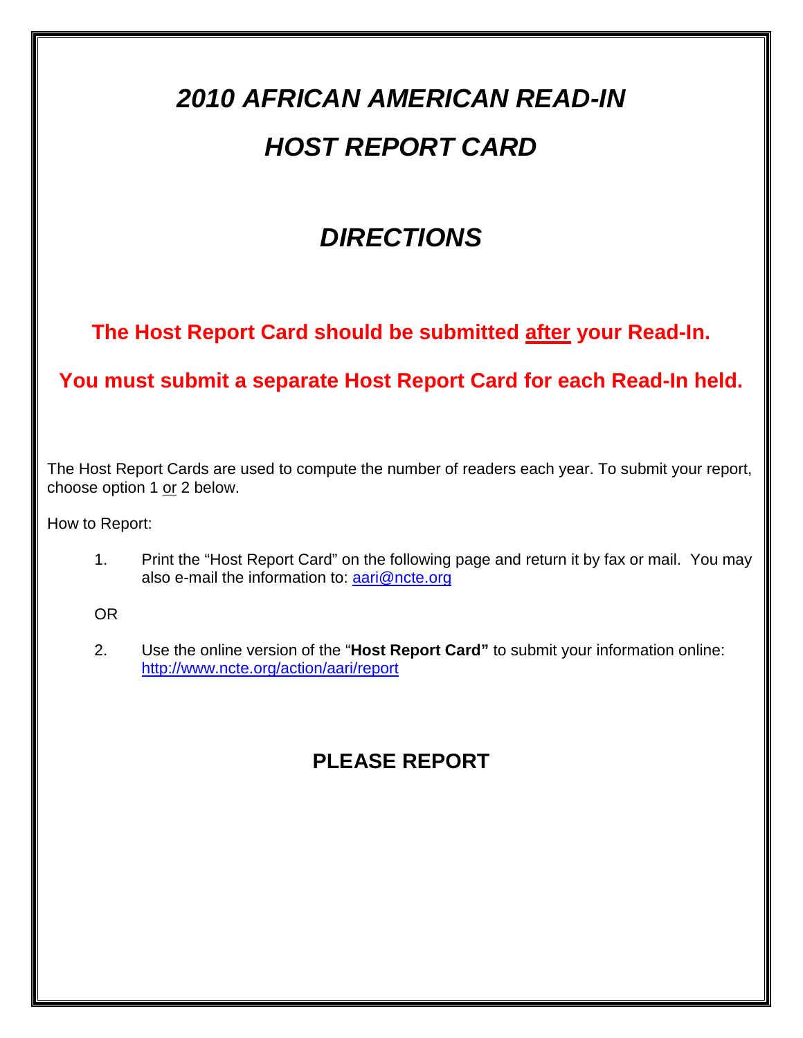# *2010 AFRICAN AMERICAN READ-IN*

# *HOST REPORT CARD*

## *DIRECTIONS*

**The Host Report Card should be submitted after your Read-In.**

**You must submit a separate Host Report Card for each Read-In held.**

The Host Report Cards are used to compute the number of readers each year. To submit your report, choose option 1 or 2 below.

How to Report:

1. Print the "Host Report Card" on the following page and return it by fax or mail. You may also e-mail the information to: aari@ncte.org

OR

2. Use the online version of the "**Host Report Card"** to submit your information online: http://www.ncte.org/action/aari/report

### PLEASE REPORT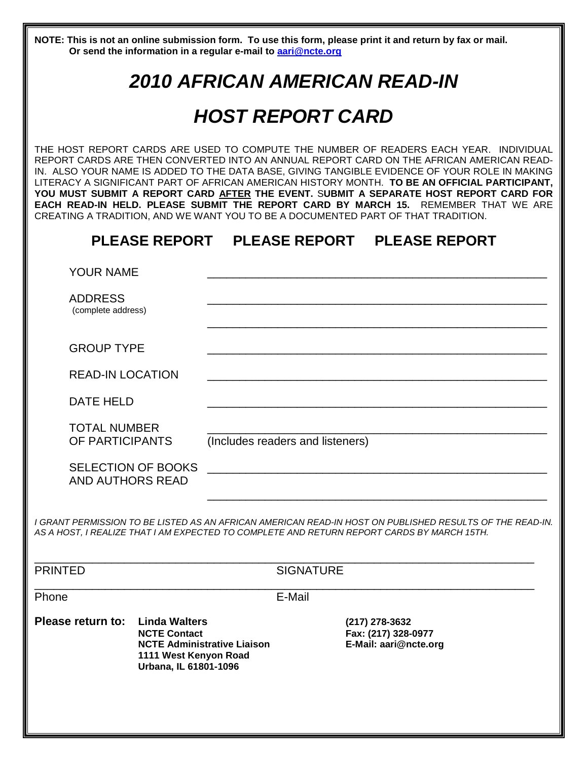**NOTE: This is not an online submission form. To use this form, please print it and return by fax or mail. Or send the information in a regular e-mail to aari@ncte.org**

# *2010 AFRICAN AMERICAN READ-IN*

# *HOST REPORT CARD*

THE HOST REPORT CARDS ARE USED TO COMPUTE THE NUMBER OF READERS EACH YEAR. INDIVIDUAL REPORT CARDS ARE THEN CONVERTED INTO AN ANNUAL REPORT CARD ON THE AFRICAN AMERICAN READ-IN. ALSO YOUR NAME IS ADDED TO THE DATA BASE, GIVING TANGIBLE EVIDENCE OF YOUR ROLE IN MAKING LITERACY A SIGNIFICANT PART OF AFRICAN AMERICAN HISTORY MONTH. **TO BE AN OFFICIAL PARTICIPANT, YOU MUST SUBMIT A REPORT CARD AFTER THE EVENT. SUBMIT A SEPARATE HOST REPORT CARD FOR EACH READ-IN HELD. PLEASE SUBMIT THE REPORT CARD BY MARCH 15.** REMEMBER THAT WE ARE CREATING A TRADITION, AND WE WANT YOU TO BE A DOCUMENTED PART OF THAT TRADITION.

## PLEASE REPORT PLEASE REPORT PLEASE REPORT

YOUR NAME ______________________________

ADDRESS ______________________________
(complete address)
______________________________

GROUP TYPE ______________________________

READ-IN LOCATION ______________________________

DATE HELD ______________________________

TOTAL NUMBER OF PARTICIPANTS ______________________________
(Includes readers and listeners)

SELECTION OF BOOKS AND AUTHORS READ ______________________________
______________________________

*I GRANT PERMISSION TO BE LISTED AS AN AFRICAN AMERICAN READ-IN HOST ON PUBLISHED RESULTS OF THE READ-IN. AS A HOST, I REALIZE THAT I AM EXPECTED TO COMPLETE AND RETURN REPORT CARDS BY MARCH 15TH.*

______________________________
PRINTED SIGNATURE

______________________________
Phone E-Mail

**Please return to:** **Linda Walters**
**NCTE Contact**
**NCTE Administrative Liaison**
**1111 West Kenyon Road**
**Urbana, IL 61801-1096**

**(217) 278-3632**
**Fax: (217) 328-0977**
**E-Mail: aari@ncte.org**